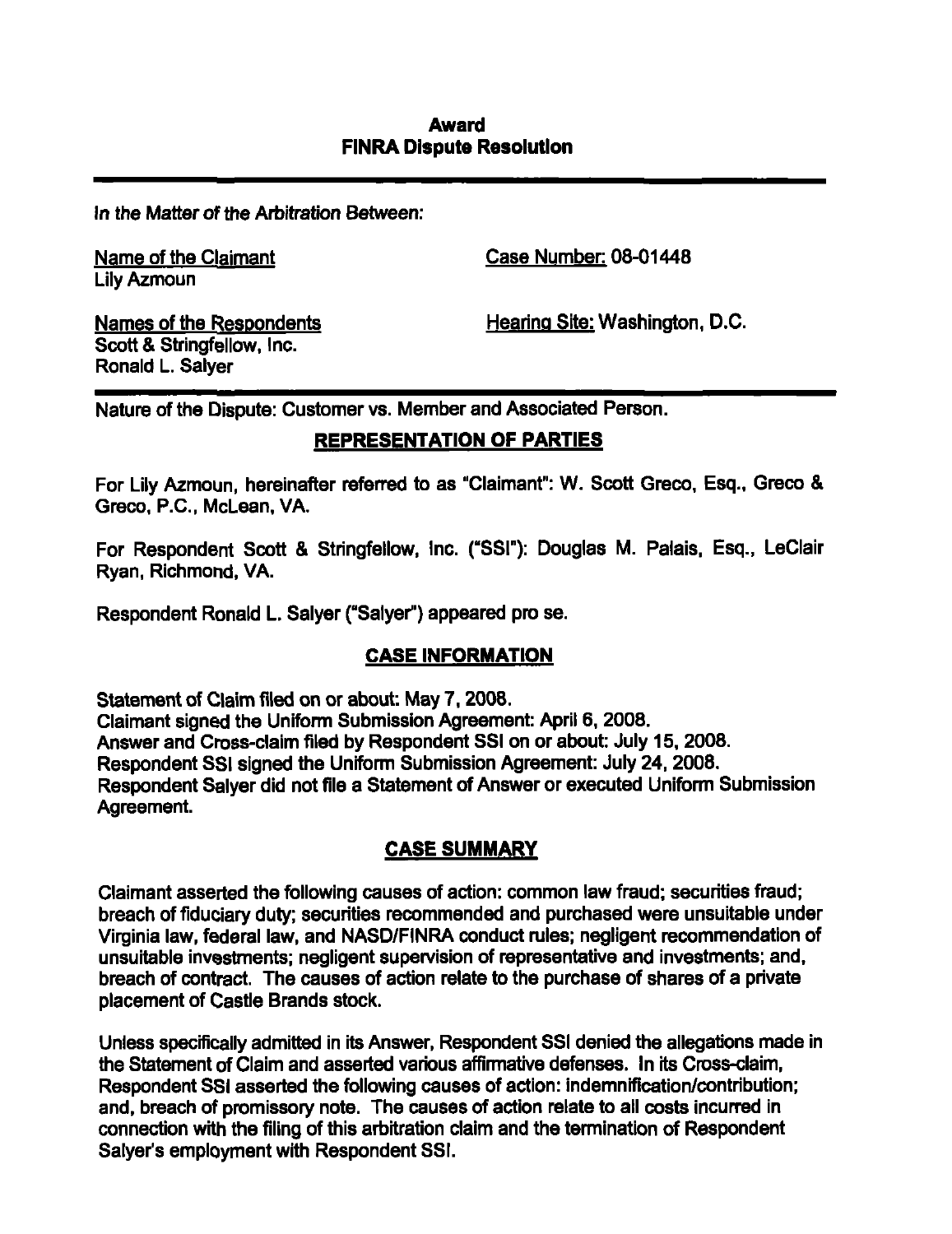**Award**
**FINRA Dispute Resolution**

In the Matter of the Arbitration Between:

Name of the Claimant
Lily Azmoun

Case Number: 08-01448

Names of the Respondents
Scott & Stringfellow, Inc.
Ronald L. Salyer

Hearing Site: Washington, D.C.

Nature of the Dispute: Customer vs. Member and Associated Person.

## REPRESENTATION OF PARTIES

For Lily Azmoun, hereinafter referred to as "Claimant": W. Scott Greco, Esq., Greco & Greco, P.C., McLean, VA.

For Respondent Scott & Stringfellow, Inc. ("SSI"): Douglas M. Palais, Esq., LeClair Ryan, Richmond, VA.

Respondent Ronald L. Salyer ("Salyer") appeared pro se.

## CASE INFORMATION

Statement of Claim filed on or about: May 7, 2008.
Claimant signed the Uniform Submission Agreement: April 6, 2008.
Answer and Cross-claim filed by Respondent SSI on or about: July 15, 2008.
Respondent SSI signed the Uniform Submission Agreement: July 24, 2008.
Respondent Salyer did not file a Statement of Answer or executed Uniform Submission Agreement.

## CASE SUMMARY

Claimant asserted the following causes of action: common law fraud; securities fraud; breach of fiduciary duty; securities recommended and purchased were unsuitable under Virginia law, federal law, and NASD/FINRA conduct rules; negligent recommendation of unsuitable investments; negligent supervision of representative and investments; and, breach of contract. The causes of action relate to the purchase of shares of a private placement of Castle Brands stock.

Unless specifically admitted in its Answer, Respondent SSI denied the allegations made in the Statement of Claim and asserted various affirmative defenses. In its Cross-claim, Respondent SSI asserted the following causes of action: indemnification/contribution; and, breach of promissory note. The causes of action relate to all costs incurred in connection with the filing of this arbitration claim and the termination of Respondent Salyer's employment with Respondent SSI.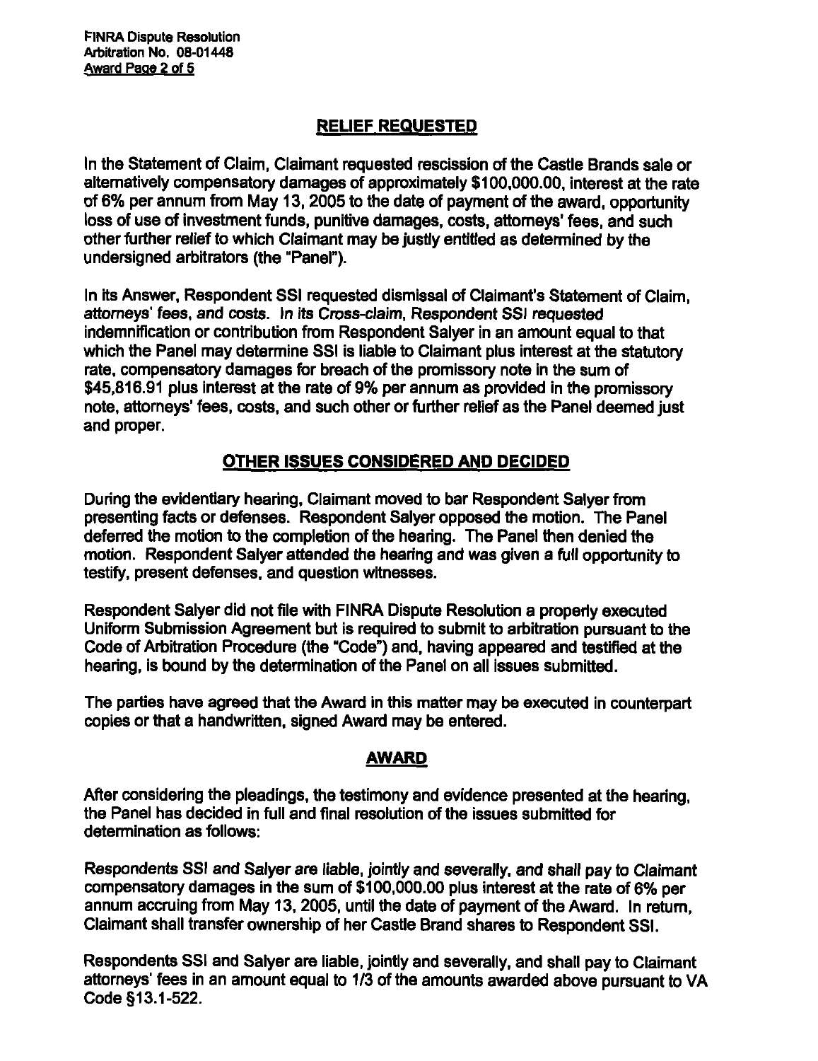## RELIEF REQUESTED

In the Statement of Claim, Claimant requested rescission of the Castle Brands sale or alternatively compensatory damages of approximately $100,000.00, interest at the rate of 6% per annum from May 13, 2005 to the date of payment of the award, opportunity loss of use of investment funds, punitive damages, costs, attorneys' fees, and such other further relief to which Claimant may be justly entitled as determined by the undersigned arbitrators (the "Panel").

In its Answer, Respondent SSI requested dismissal of Claimant's Statement of Claim, attorneys' fees, and costs. In its Cross-claim, Respondent SSI requested indemnification or contribution from Respondent Salyer in an amount equal to that which the Panel may determine SSI is liable to Claimant plus interest at the statutory rate, compensatory damages for breach of the promissory note in the sum of $45,816.91 plus interest at the rate of 9% per annum as provided in the promissory note, attorneys' fees, costs, and such other or further relief as the Panel deemed just and proper.

## OTHER ISSUES CONSIDERED AND DECIDED

During the evidentiary hearing, Claimant moved to bar Respondent Salyer from presenting facts or defenses. Respondent Salyer opposed the motion. The Panel deferred the motion to the completion of the hearing. The Panel then denied the motion. Respondent Salyer attended the hearing and was given a full opportunity to testify, present defenses, and question witnesses.

Respondent Salyer did not file with FINRA Dispute Resolution a properly executed Uniform Submission Agreement but is required to submit to arbitration pursuant to the Code of Arbitration Procedure (the "Code") and, having appeared and testified at the hearing, is bound by the determination of the Panel on all issues submitted.

The parties have agreed that the Award in this matter may be executed in counterpart copies or that a handwritten, signed Award may be entered.

## AWARD

After considering the pleadings, the testimony and evidence presented at the hearing, the Panel has decided in full and final resolution of the issues submitted for determination as follows:

Respondents SSI and Salyer are liable, jointly and severally, and shall pay to Claimant compensatory damages in the sum of $100,000.00 plus interest at the rate of 6% per annum accruing from May 13, 2005, until the date of payment of the Award. In return, Claimant shall transfer ownership of her Castle Brand shares to Respondent SSI.

Respondents SSI and Salyer are liable, jointly and severally, and shall pay to Claimant attorneys' fees in an amount equal to 1/3 of the amounts awarded above pursuant to VA Code §13.1-522.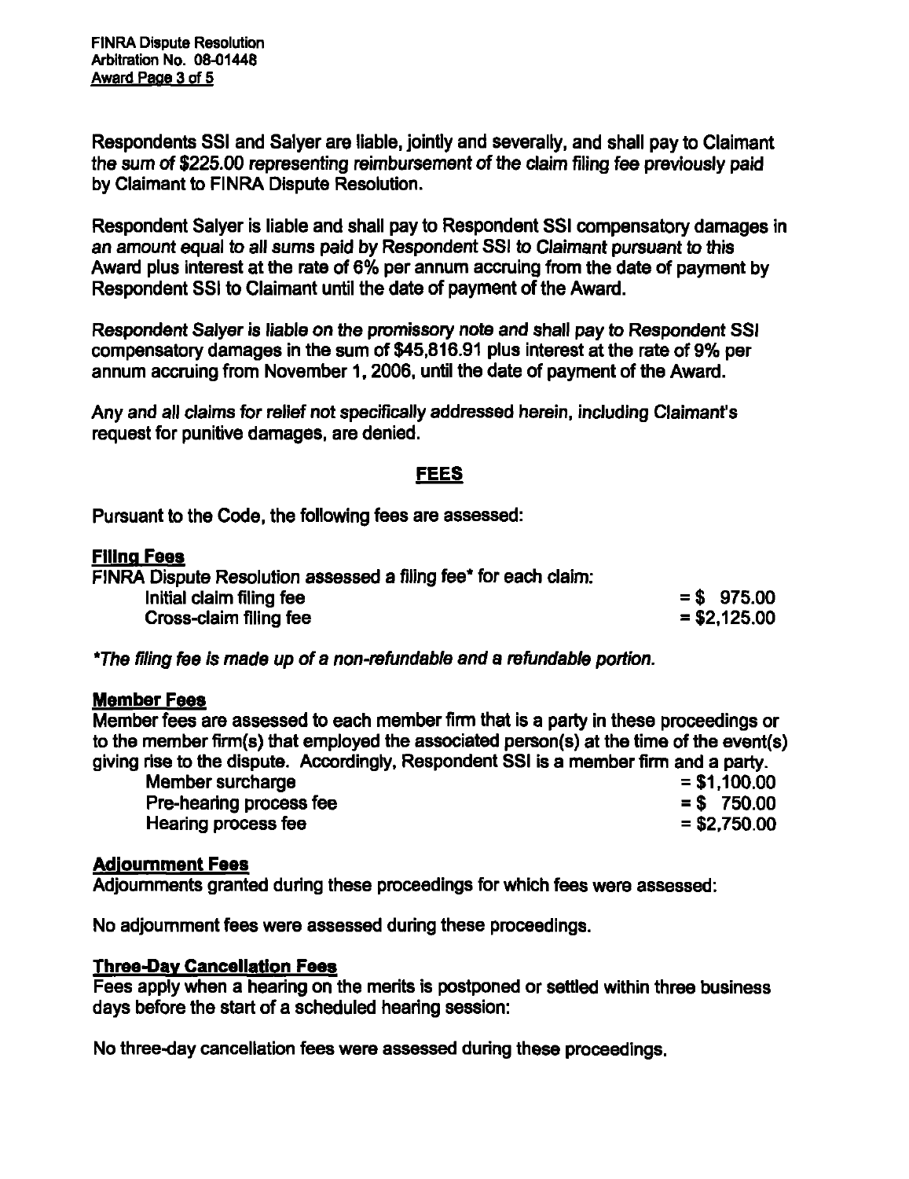Respondents SSI and Salyer are liable, jointly and severally, and shall pay to Claimant the sum of $225.00 representing reimbursement of the claim filing fee previously paid by Claimant to FINRA Dispute Resolution.

Respondent Salyer is liable and shall pay to Respondent SSI compensatory damages in an amount equal to all sums paid by Respondent SSI to Claimant pursuant to this Award plus interest at the rate of 6% per annum accruing from the date of payment by Respondent SSI to Claimant until the date of payment of the Award.

Respondent Salyer is liable on the promissory note and shall pay to Respondent SSI compensatory damages in the sum of $45,816.91 plus interest at the rate of 9% per annum accruing from November 1, 2006, until the date of payment of the Award.

Any and all claims for relief not specifically addressed herein, including Claimant's request for punitive damages, are denied.

## FEES

Pursuant to the Code, the following fees are assessed:

### Filing Fees

FINRA Dispute Resolution assessed a filing fee* for each claim:

| | |
|---|---|
| Initial claim filing fee | = $ 975.00 |
| Cross-claim filing fee | = $2,125.00 |

*The filing fee is made up of a non-refundable and a refundable portion.*

### Member Fees

Member fees are assessed to each member firm that is a party in these proceedings or to the member firm(s) that employed the associated person(s) at the time of the event(s) giving rise to the dispute. Accordingly, Respondent SSI is a member firm and a party.

| | |
|---|---|
| Member surcharge | = $1,100.00 |
| Pre-hearing process fee | = $ 750.00 |
| Hearing process fee | = $2,750.00 |

### Adjournment Fees

Adjournments granted during these proceedings for which fees were assessed:

No adjournment fees were assessed during these proceedings.

### Three-Day Cancellation Fees

Fees apply when a hearing on the merits is postponed or settled within three business days before the start of a scheduled hearing session:

No three-day cancellation fees were assessed during these proceedings.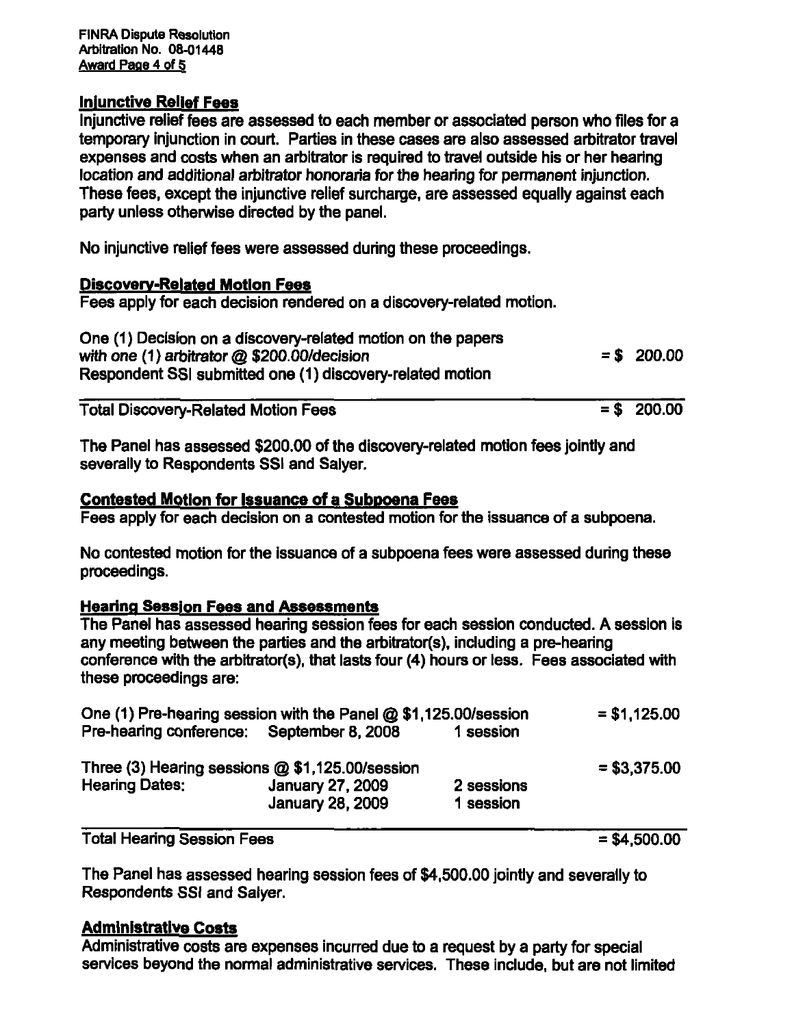## Injunctive Relief Fees

Injunctive relief fees are assessed to each member or associated person who files for a temporary injunction in court. Parties in these cases are also assessed arbitrator travel expenses and costs when an arbitrator is required to travel outside his or her hearing location and additional arbitrator honoraria for the hearing for permanent injunction. These fees, except the injunctive relief surcharge, are assessed equally against each party unless otherwise directed by the panel.

No injunctive relief fees were assessed during these proceedings.

## Discovery-Related Motion Fees

Fees apply for each decision rendered on a discovery-related motion.

| | |
|---|---|
| One (1) Decision on a discovery-related motion on the papers with one (1) arbitrator @ $200.00/decision<br>Respondent SSI submitted one (1) discovery-related motion | = $ 200.00 |
| Total Discovery-Related Motion Fees | = $ 200.00 |

The Panel has assessed $200.00 of the discovery-related motion fees jointly and severally to Respondents SSI and Salyer.

## Contested Motion for Issuance of a Subpoena Fees

Fees apply for each decision on a contested motion for the issuance of a subpoena.

No contested motion for the issuance of a subpoena fees were assessed during these proceedings.

## Hearing Session Fees and Assessments

The Panel has assessed hearing session fees for each session conducted. A session is any meeting between the parties and the arbitrator(s), including a pre-hearing conference with the arbitrator(s), that lasts four (4) hours or less. Fees associated with these proceedings are:

| | | | |
|---|---|---|---|
| One (1) Pre-hearing session with the Panel @ $1,125.00/session | | | = $1,125.00 |
| Pre-hearing conference: | September 8, 2008 | 1 session | |
| Three (3) Hearing sessions @ $1,125.00/session | | | = $3,375.00 |
| Hearing Dates: | January 27, 2009 | 2 sessions | |
| | January 28, 2009 | 1 session | |
| Total Hearing Session Fees | | | = $4,500.00 |

The Panel has assessed hearing session fees of $4,500.00 jointly and severally to Respondents SSI and Salyer.

## Administrative Costs

Administrative costs are expenses incurred due to a request by a party for special services beyond the normal administrative services. These include, but are not limited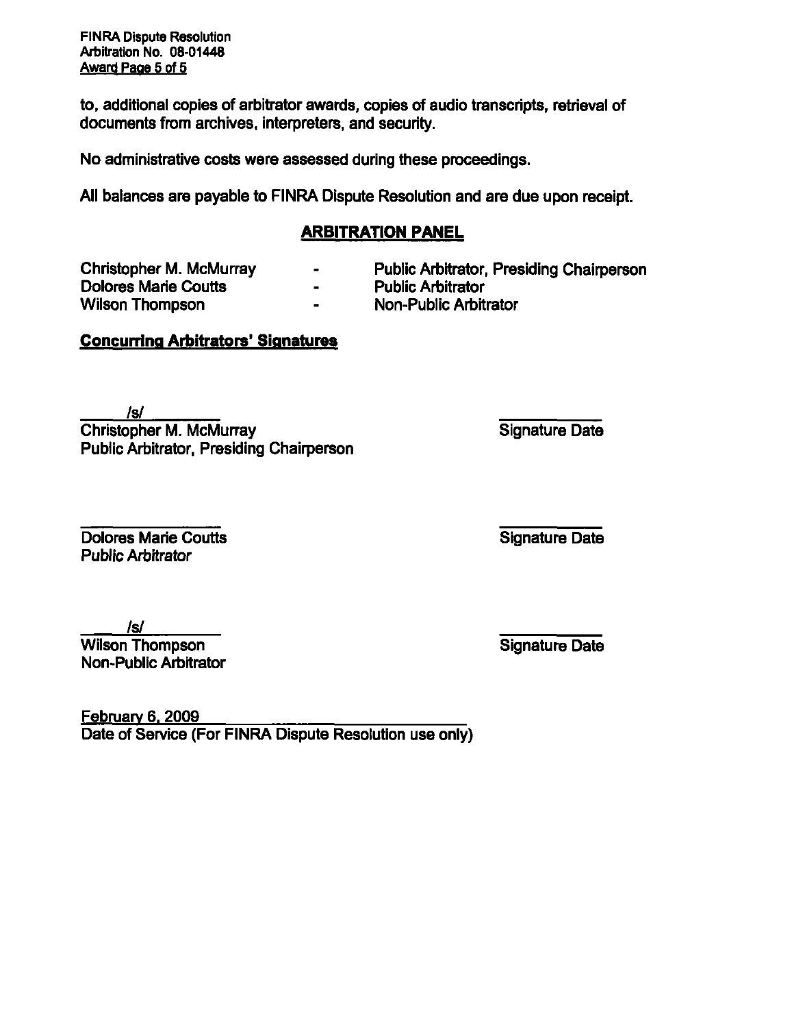to, additional copies of arbitrator awards, copies of audio transcripts, retrieval of documents from archives, interpreters, and security.

No administrative costs were assessed during these proceedings.

All balances are payable to FINRA Dispute Resolution and are due upon receipt.

## ARBITRATION PANEL

| | | |
|---|---|---|
| Christopher M. McMurray | - | Public Arbitrator, Presiding Chairperson |
| Dolores Marie Coutts | - | Public Arbitrator |
| Wilson Thompson | - | Non-Public Arbitrator |

**Concurring Arbitrators' Signatures**

/s/
Christopher M. McMurray
Public Arbitrator, Presiding Chairperson

Signature Date

Dolores Marie Coutts
Public Arbitrator

Signature Date

/s/
Wilson Thompson
Non-Public Arbitrator

Signature Date

February 6, 2009
Date of Service (For FINRA Dispute Resolution use only)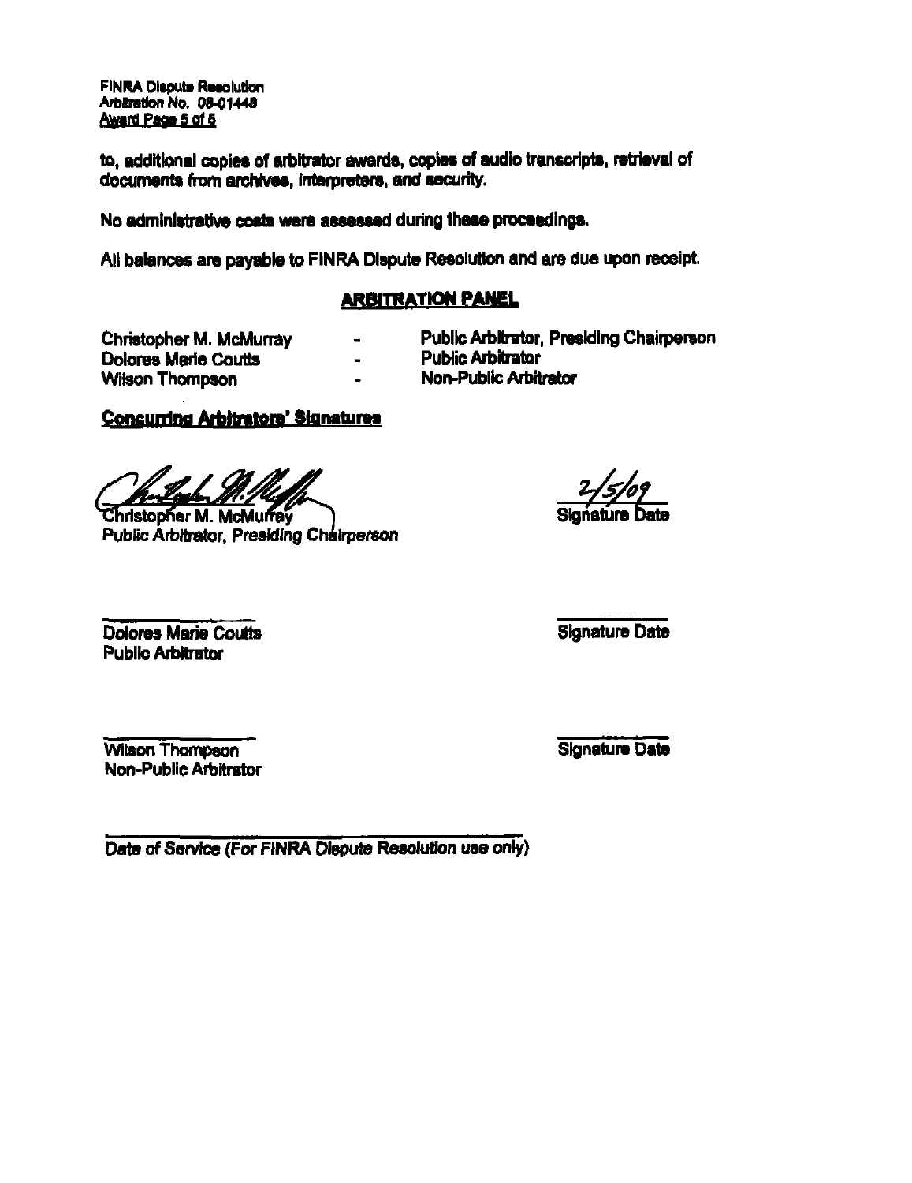to, additional copies of arbitrator awards, copies of audio transcripts, retrieval of documents from archives, interpreters, and security.

No administrative costs were assessed during these proceedings.

All balances are payable to FINRA Dispute Resolution and are due upon receipt.

## ARBITRATION PANEL

| | | |
|---|---|---|
| Christopher M. McMurray | - | Public Arbitrator, Presiding Chairperson |
| Dolores Marie Coutts | - | Public Arbitrator |
| Wilson Thompson | - | Non-Public Arbitrator |

**Concurring Arbitrators' Signatures**

Christopher M. McMurray
*Public Arbitrator, Presiding Chairperson*

2/5/09
Signature Date

_______________
Dolores Marie Coutts
Public Arbitrator

_______________
Signature Date

_______________
Wilson Thompson
Non-Public Arbitrator

_______________
Signature Date

_______________________________
Date of Service (For FINRA Dispute Resolution use only)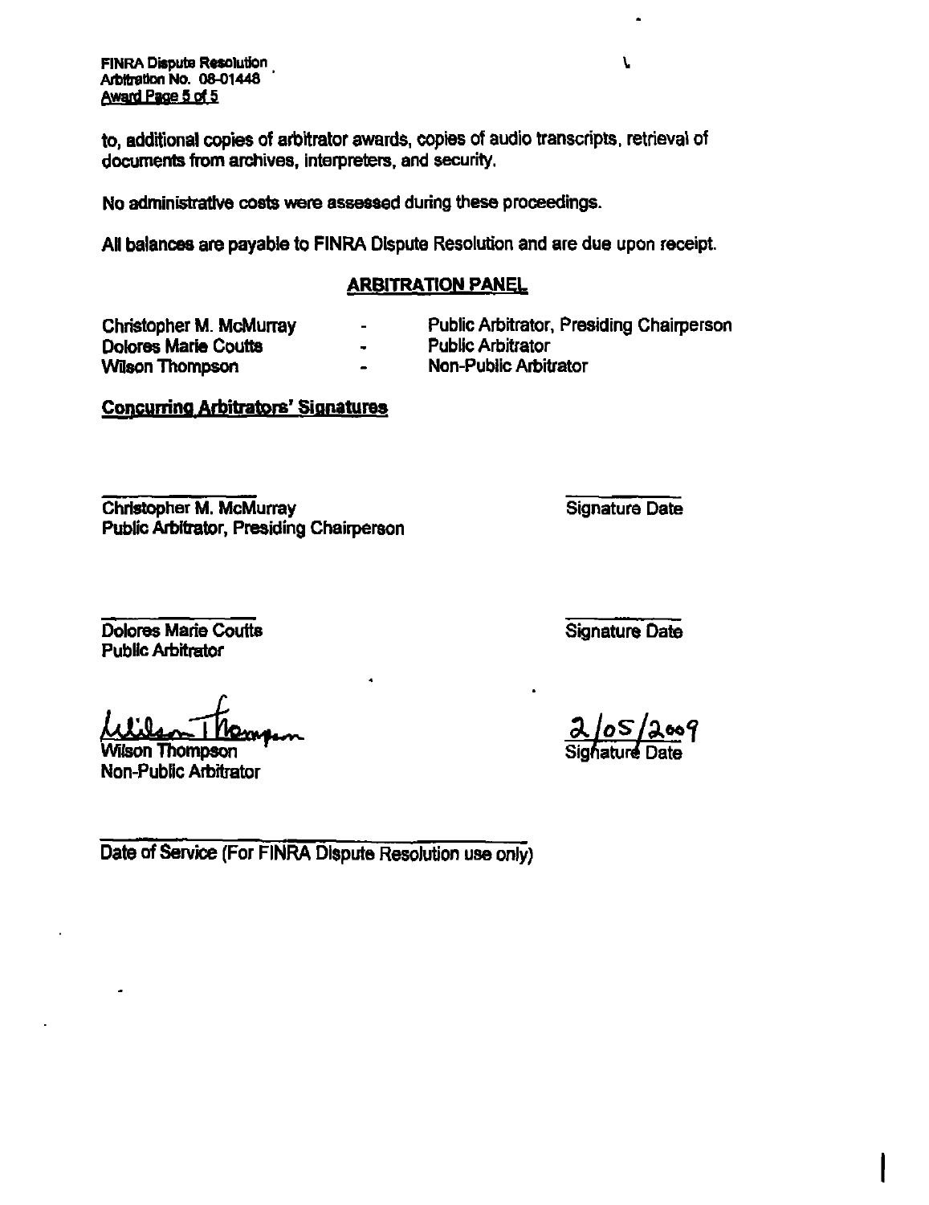to, additional copies of arbitrator awards, copies of audio transcripts, retrieval of documents from archives, interpreters, and security.

No administrative costs were assessed during these proceedings.

All balances are payable to FINRA Dispute Resolution and are due upon receipt.

## ARBITRATION PANEL

| | | |
|---|---|---|
| Christopher M. McMurray | - | Public Arbitrator, Presiding Chairperson |
| Dolores Marie Coutts | - | Public Arbitrator |
| Wilson Thompson | - | Non-Public Arbitrator |

**Concurring Arbitrators' Signatures**

_______________
Christopher M. McMurray
Public Arbitrator, Presiding Chairperson

_______________
Signature Date

_______________
Dolores Marie Coutts
Public Arbitrator

_______________
Signature Date

Wilson Thompson
Wilson Thompson
Non-Public Arbitrator

2/05/2009
Signature Date

_______________
Date of Service (For FINRA Dispute Resolution use only)